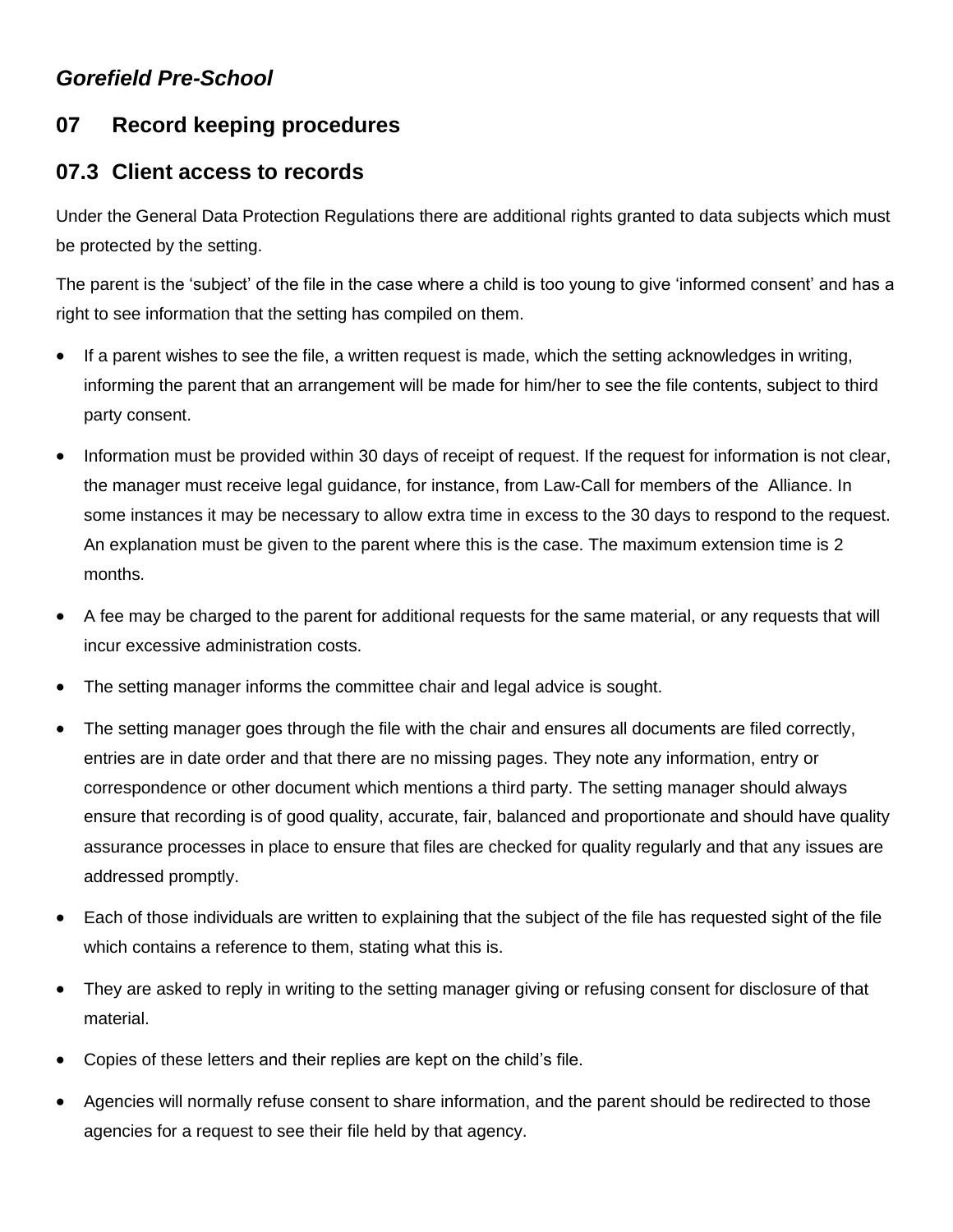*Gorefield Pre-School*

## 07 Record keeping procedures

## 07.3 Client access to records

Under the General Data Protection Regulations there are additional rights granted to data subjects which must be protected by the setting.

The parent is the 'subject' of the file in the case where a child is too young to give 'informed consent' and has a right to see information that the setting has compiled on them.

- If a parent wishes to see the file, a written request is made, which the setting acknowledges in writing, informing the parent that an arrangement will be made for him/her to see the file contents, subject to third party consent.
- Information must be provided within 30 days of receipt of request. If the request for information is not clear, the manager must receive legal guidance, for instance, from Law-Call for members of the Alliance. In some instances it may be necessary to allow extra time in excess to the 30 days to respond to the request. An explanation must be given to the parent where this is the case. The maximum extension time is 2 months.
- A fee may be charged to the parent for additional requests for the same material, or any requests that will incur excessive administration costs.
- The setting manager informs the committee chair and legal advice is sought.
- The setting manager goes through the file with the chair and ensures all documents are filed correctly, entries are in date order and that there are no missing pages. They note any information, entry or correspondence or other document which mentions a third party. The setting manager should always ensure that recording is of good quality, accurate, fair, balanced and proportionate and should have quality assurance processes in place to ensure that files are checked for quality regularly and that any issues are addressed promptly.
- Each of those individuals are written to explaining that the subject of the file has requested sight of the file which contains a reference to them, stating what this is.
- They are asked to reply in writing to the setting manager giving or refusing consent for disclosure of that material.
- Copies of these letters and their replies are kept on the child's file.
- Agencies will normally refuse consent to share information, and the parent should be redirected to those agencies for a request to see their file held by that agency.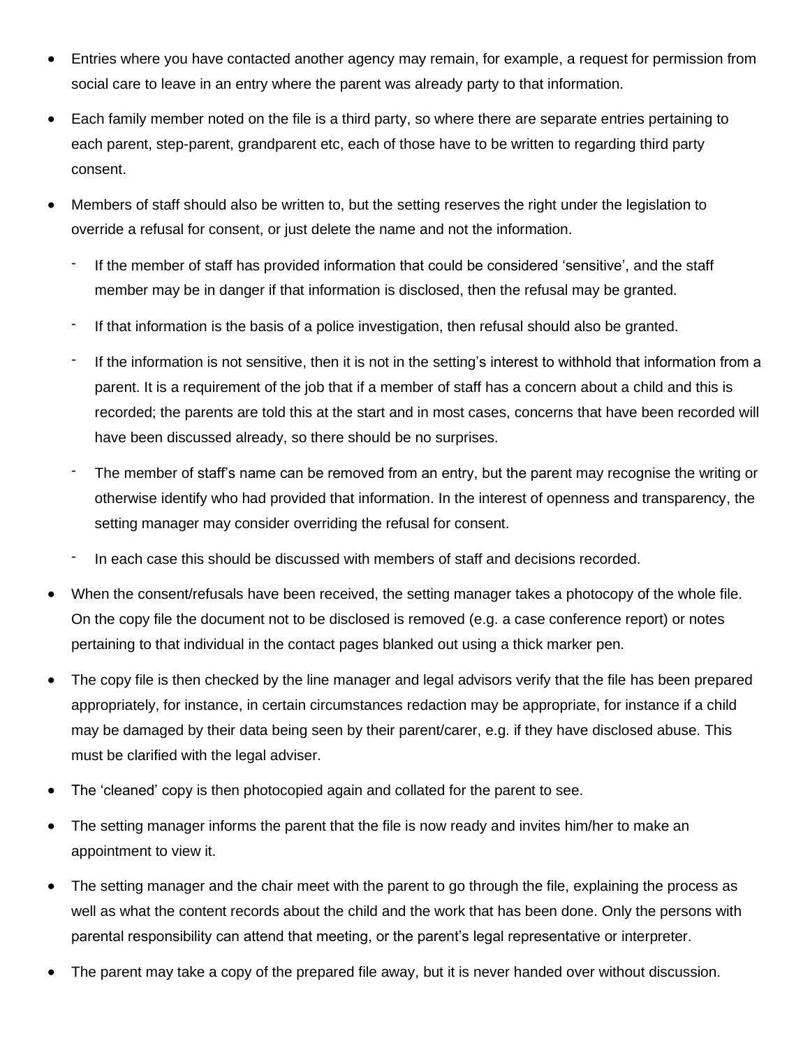- Entries where you have contacted another agency may remain, for example, a request for permission from social care to leave in an entry where the parent was already party to that information.
- Each family member noted on the file is a third party, so where there are separate entries pertaining to each parent, step-parent, grandparent etc, each of those have to be written to regarding third party consent.
- Members of staff should also be written to, but the setting reserves the right under the legislation to override a refusal for consent, or just delete the name and not the information.
  - If the member of staff has provided information that could be considered 'sensitive', and the staff member may be in danger if that information is disclosed, then the refusal may be granted.
  - If that information is the basis of a police investigation, then refusal should also be granted.
  - If the information is not sensitive, then it is not in the setting's interest to withhold that information from a parent. It is a requirement of the job that if a member of staff has a concern about a child and this is recorded; the parents are told this at the start and in most cases, concerns that have been recorded will have been discussed already, so there should be no surprises.
  - The member of staff's name can be removed from an entry, but the parent may recognise the writing or otherwise identify who had provided that information. In the interest of openness and transparency, the setting manager may consider overriding the refusal for consent.
  - In each case this should be discussed with members of staff and decisions recorded.
- When the consent/refusals have been received, the setting manager takes a photocopy of the whole file. On the copy file the document not to be disclosed is removed (e.g. a case conference report) or notes pertaining to that individual in the contact pages blanked out using a thick marker pen.
- The copy file is then checked by the line manager and legal advisors verify that the file has been prepared appropriately, for instance, in certain circumstances redaction may be appropriate, for instance if a child may be damaged by their data being seen by their parent/carer, e.g. if they have disclosed abuse. This must be clarified with the legal adviser.
- The 'cleaned' copy is then photocopied again and collated for the parent to see.
- The setting manager informs the parent that the file is now ready and invites him/her to make an appointment to view it.
- The setting manager and the chair meet with the parent to go through the file, explaining the process as well as what the content records about the child and the work that has been done. Only the persons with parental responsibility can attend that meeting, or the parent's legal representative or interpreter.
- The parent may take a copy of the prepared file away, but it is never handed over without discussion.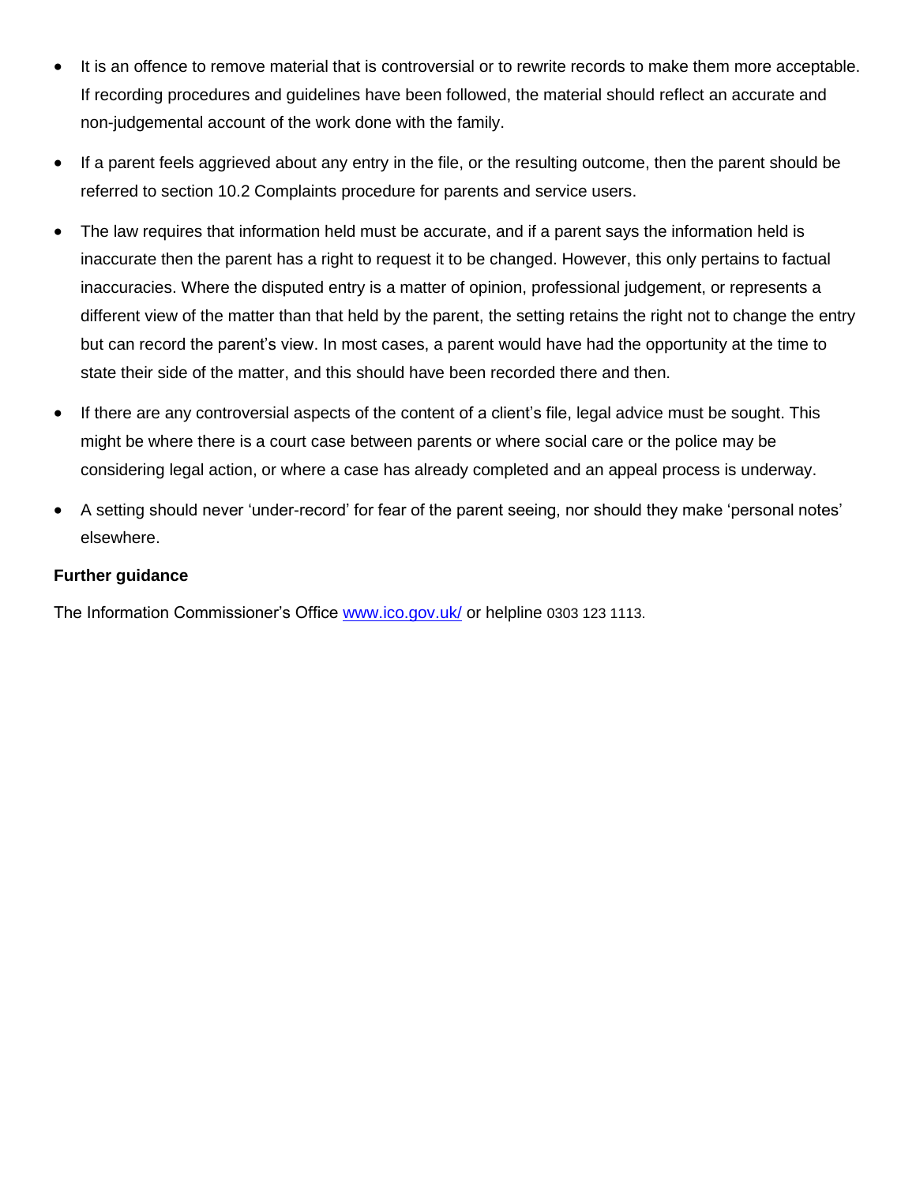- It is an offence to remove material that is controversial or to rewrite records to make them more acceptable. If recording procedures and guidelines have been followed, the material should reflect an accurate and non-judgemental account of the work done with the family.

- If a parent feels aggrieved about any entry in the file, or the resulting outcome, then the parent should be referred to section 10.2 Complaints procedure for parents and service users.

- The law requires that information held must be accurate, and if a parent says the information held is inaccurate then the parent has a right to request it to be changed. However, this only pertains to factual inaccuracies. Where the disputed entry is a matter of opinion, professional judgement, or represents a different view of the matter than that held by the parent, the setting retains the right not to change the entry but can record the parent's view. In most cases, a parent would have had the opportunity at the time to state their side of the matter, and this should have been recorded there and then.

- If there are any controversial aspects of the content of a client's file, legal advice must be sought. This might be where there is a court case between parents or where social care or the police may be considering legal action, or where a case has already completed and an appeal process is underway.

- A setting should never 'under-record' for fear of the parent seeing, nor should they make 'personal notes' elsewhere.

**Further guidance**

The Information Commissioner's Office [www.ico.gov.uk/](http://www.ico.gov.uk/) or helpline 0303 123 1113.